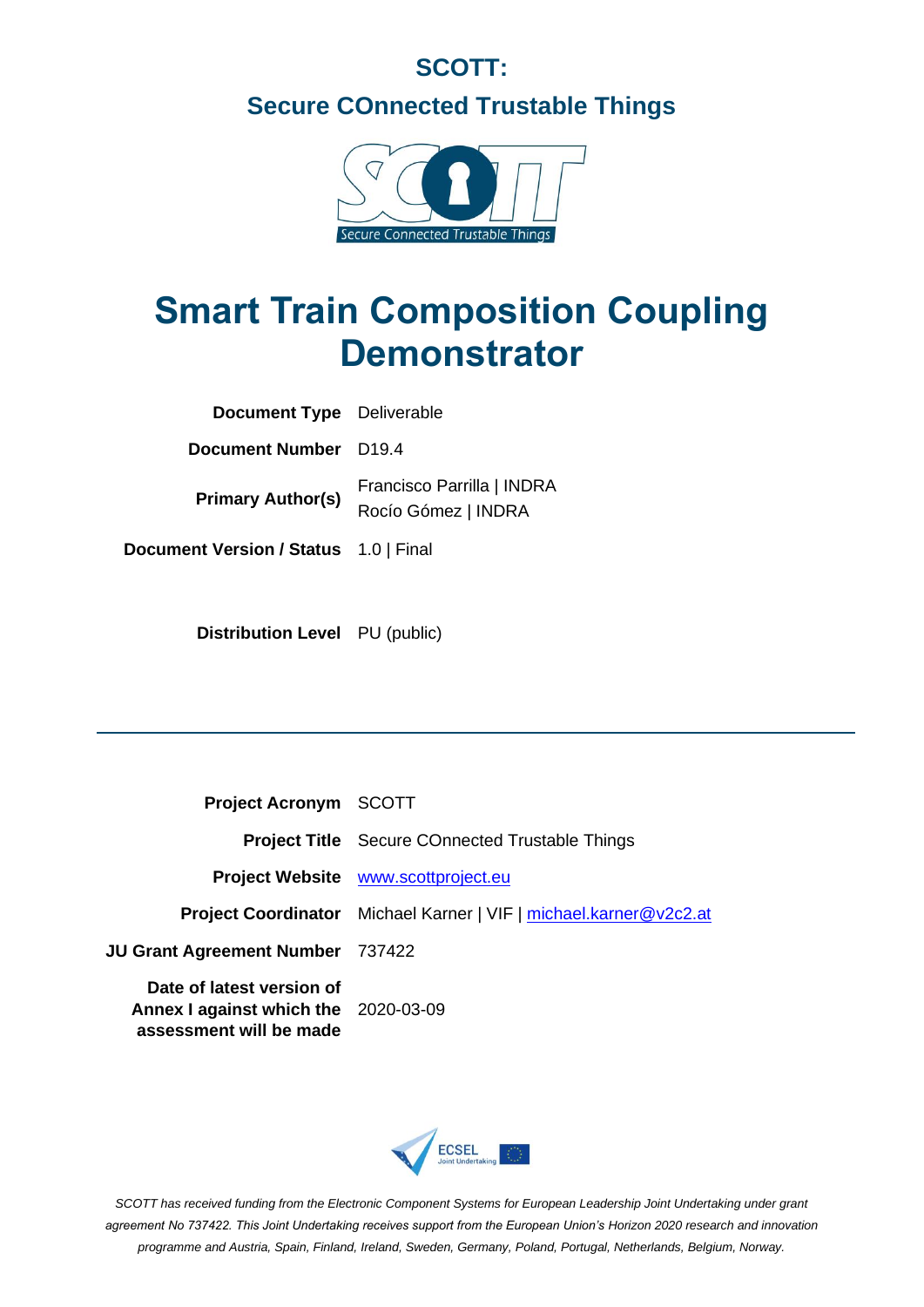# SCOTT:

## Secure COnnected Trustable Things

# Smart Train Composition Coupling Demonstrator

| | |
|---|---|
| **Document Type** | Deliverable |
| **Document Number** | D19.4 |
| **Primary Author(s)** | Francisco Parrilla \| INDRA<br>Rocío Gómez \| INDRA |
| **Document Version / Status** | 1.0 \| Final |
| **Distribution Level** | PU (public) |

| | |
|---|---|
| **Project Acronym** | SCOTT |
| **Project Title** | Secure COnnected Trustable Things |
| **Project Website** | [www.scottproject.eu](http://www.scottproject.eu) |
| **Project Coordinator** | Michael Karner \| VIF \| [michael.karner@v2c2.at](mailto:michael.karner@v2c2.at) |
| **JU Grant Agreement Number** | 737422 |
| **Date of latest version of Annex I against which the assessment will be made** | 2020-03-09 |

*SCOTT has received funding from the Electronic Component Systems for European Leadership Joint Undertaking under grant agreement No 737422. This Joint Undertaking receives support from the European Union's Horizon 2020 research and innovation programme and Austria, Spain, Finland, Ireland, Sweden, Germany, Poland, Portugal, Netherlands, Belgium, Norway.*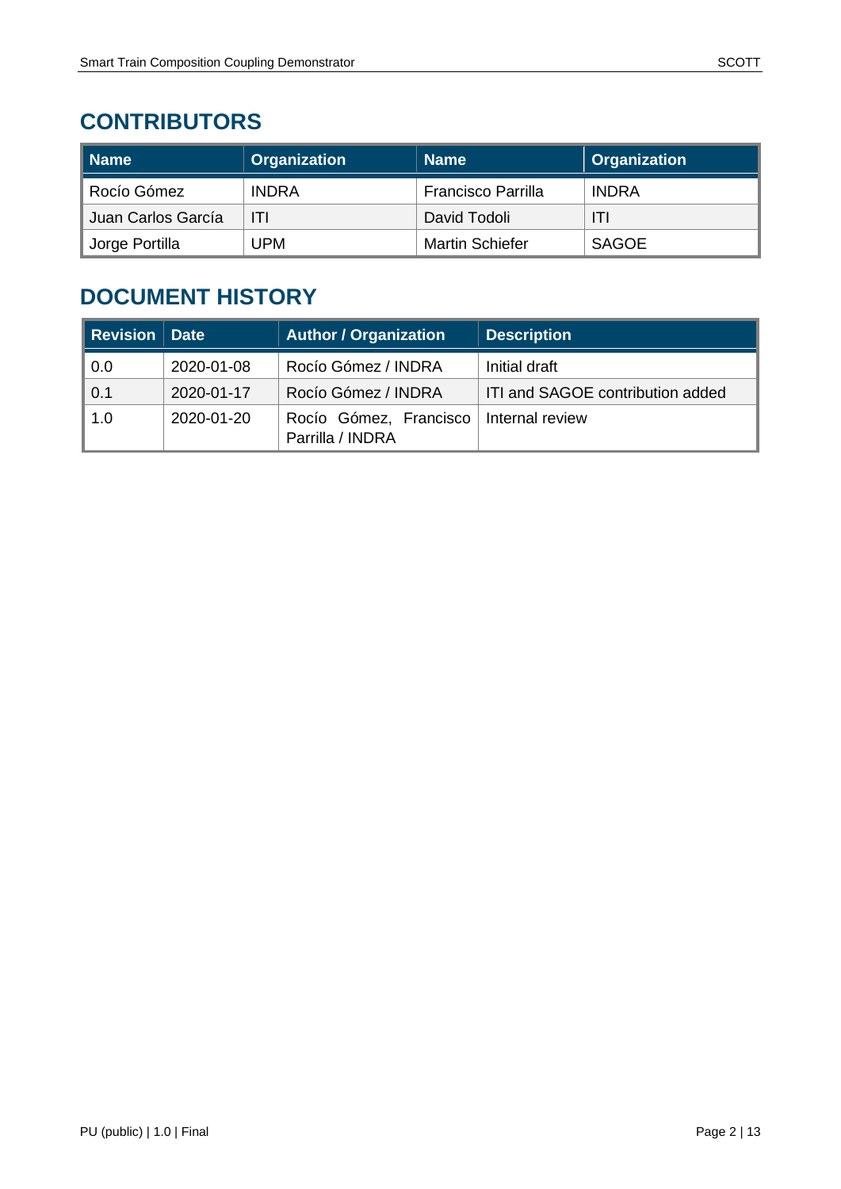## CONTRIBUTORS

| Name | Organization | Name | Organization |
|---|---|---|---|
| Rocío Gómez | INDRA | Francisco Parrilla | INDRA |
| Juan Carlos García | ITI | David Todoli | ITI |
| Jorge Portilla | UPM | Martin Schiefer | SAGOE |

## DOCUMENT HISTORY

| Revision | Date | Author / Organization | Description |
|---|---|---|---|
| 0.0 | 2020-01-08 | Rocío Gómez / INDRA | Initial draft |
| 0.1 | 2020-01-17 | Rocío Gómez / INDRA | ITI and SAGOE contribution added |
| 1.0 | 2020-01-20 | Rocío Gómez, Francisco Parrilla / INDRA | Internal review |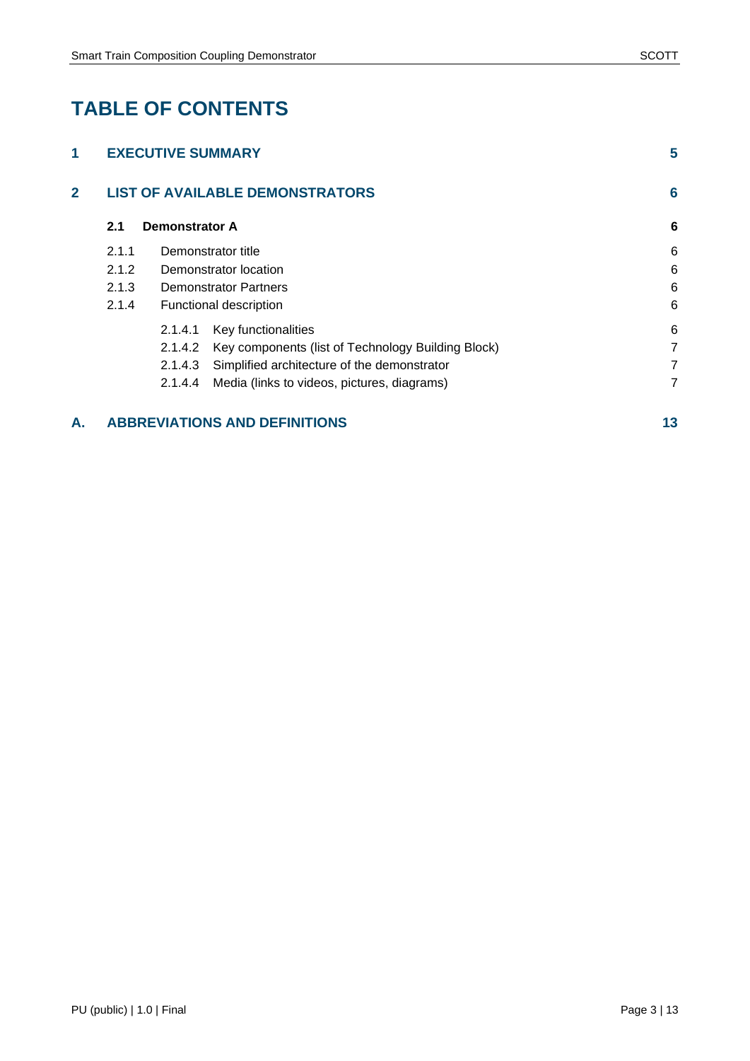# TABLE OF CONTENTS

| | | |
|---|---|---|
| **1** | **EXECUTIVE SUMMARY** | **5** |
| **2** | **LIST OF AVAILABLE DEMONSTRATORS** | **6** |
| **2.1** | **Demonstrator A** | **6** |
| 2.1.1 | Demonstrator title | 6 |
| 2.1.2 | Demonstrator location | 6 |
| 2.1.3 | Demonstrator Partners | 6 |
| 2.1.4 | Functional description | 6 |
| 2.1.4.1 | Key functionalities | 6 |
| 2.1.4.2 | Key components (list of Technology Building Block) | 7 |
| 2.1.4.3 | Simplified architecture of the demonstrator | 7 |
| 2.1.4.4 | Media (links to videos, pictures, diagrams) | 7 |
| **A.** | **ABBREVIATIONS AND DEFINITIONS** | **13** |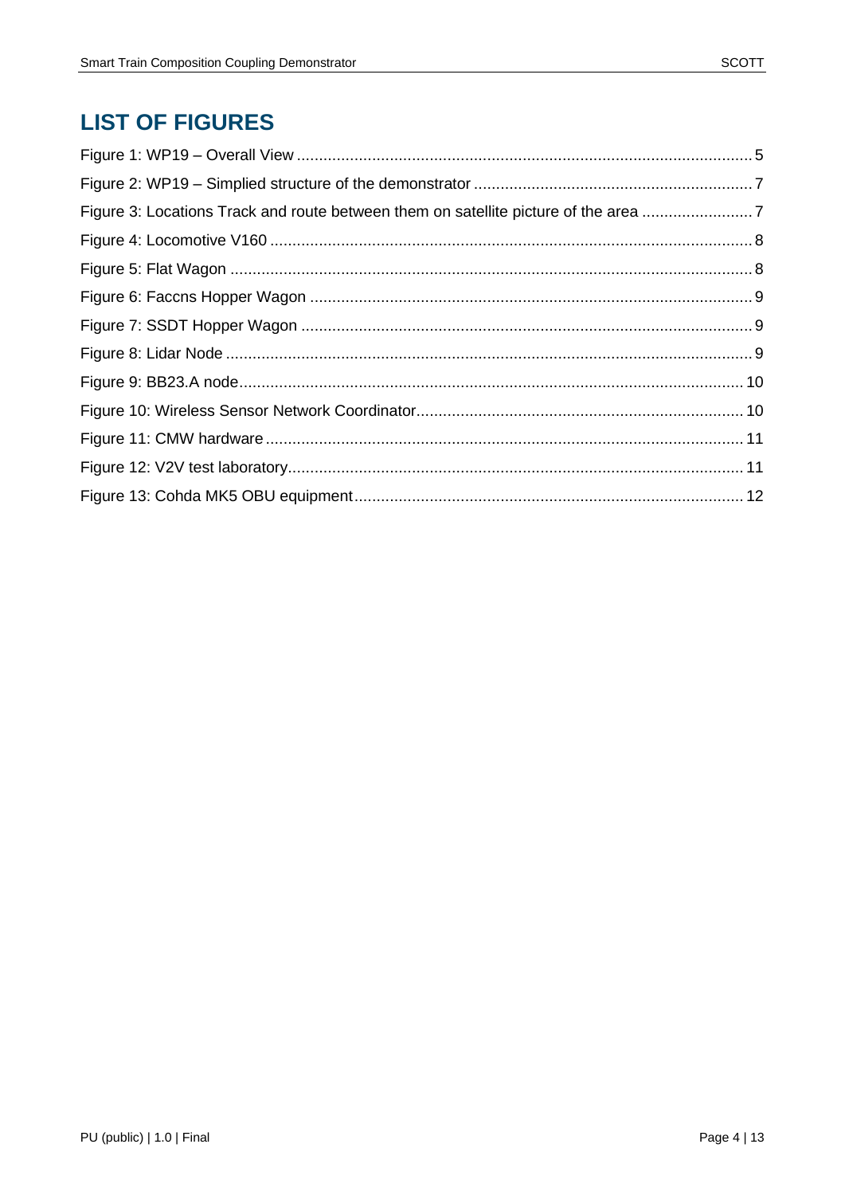# LIST OF FIGURES

Figure 1: WP19 – Overall View ........................................................................................................ 5
Figure 2: WP19 – Simplied structure of the demonstrator ............................................................... 7
Figure 3: Locations Track and route between them on satellite picture of the area ......................... 7
Figure 4: Locomotive V160 ............................................................................................................. 8
Figure 5: Flat Wagon ...................................................................................................................... 8
Figure 6: Faccns Hopper Wagon .................................................................................................... 9
Figure 7: SSDT Hopper Wagon ...................................................................................................... 9
Figure 8: Lidar Node ....................................................................................................................... 9
Figure 9: BB23.A node.................................................................................................................. 10
Figure 10: Wireless Sensor Network Coordinator.......................................................................... 10
Figure 11: CMW hardware ............................................................................................................ 11
Figure 12: V2V test laboratory....................................................................................................... 11
Figure 13: Cohda MK5 OBU equipment........................................................................................ 12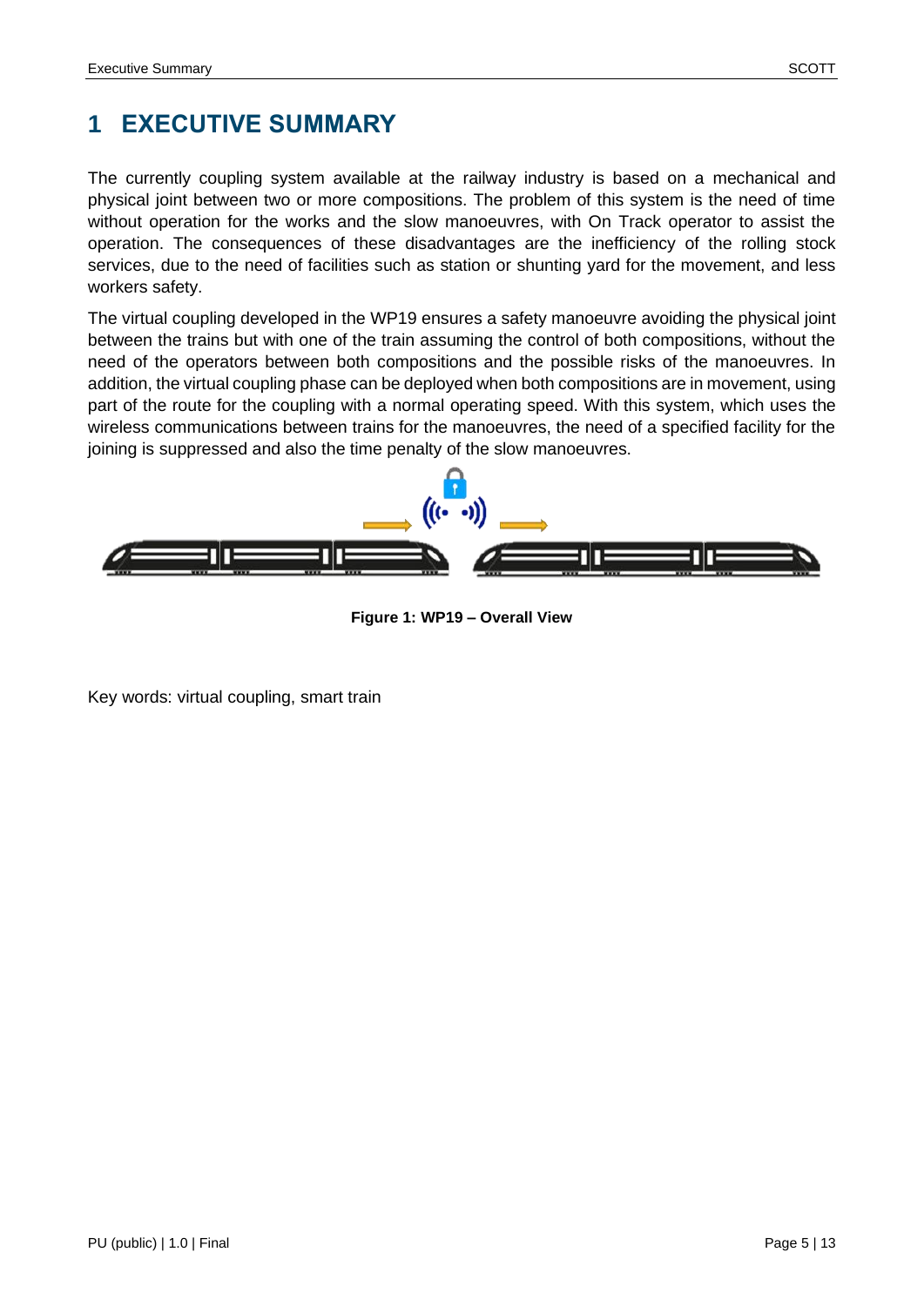# 1 EXECUTIVE SUMMARY

The currently coupling system available at the railway industry is based on a mechanical and physical joint between two or more compositions. The problem of this system is the need of time without operation for the works and the slow manoeuvres, with On Track operator to assist the operation. The consequences of these disadvantages are the inefficiency of the rolling stock services, due to the need of facilities such as station or shunting yard for the movement, and less workers safety.

The virtual coupling developed in the WP19 ensures a safety manoeuvre avoiding the physical joint between the trains but with one of the train assuming the control of both compositions, without the need of the operators between both compositions and the possible risks of the manoeuvres. In addition, the virtual coupling phase can be deployed when both compositions are in movement, using part of the route for the coupling with a normal operating speed. With this system, which uses the wireless communications between trains for the manoeuvres, the need of a specified facility for the joining is suppressed and also the time penalty of the slow manoeuvres.

**Figure 1: WP19 – Overall View**

Key words: virtual coupling, smart train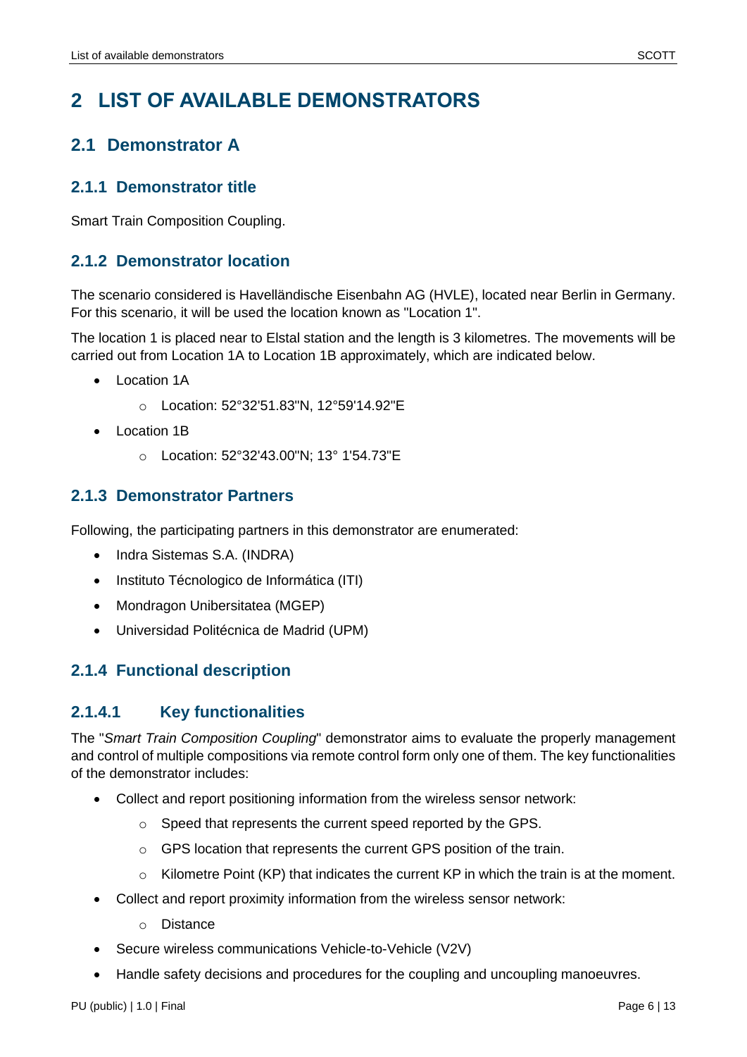# 2 LIST OF AVAILABLE DEMONSTRATORS

## 2.1 Demonstrator A

### 2.1.1 Demonstrator title

Smart Train Composition Coupling.

### 2.1.2 Demonstrator location

The scenario considered is Havelländische Eisenbahn AG (HVLE), located near Berlin in Germany. For this scenario, it will be used the location known as "Location 1".

The location 1 is placed near to Elstal station and the length is 3 kilometres. The movements will be carried out from Location 1A to Location 1B approximately, which are indicated below.

- Location 1A
  - Location: 52°32'51.83"N, 12°59'14.92"E
- Location 1B
  - Location: 52°32'43.00"N; 13° 1'54.73"E

### 2.1.3 Demonstrator Partners

Following, the participating partners in this demonstrator are enumerated:

- Indra Sistemas S.A. (INDRA)
- Instituto Técnologico de Informática (ITI)
- Mondragon Unibersitatea (MGEP)
- Universidad Politécnica de Madrid (UPM)

### 2.1.4 Functional description

#### 2.1.4.1 Key functionalities

The "*Smart Train Composition Coupling*" demonstrator aims to evaluate the properly management and control of multiple compositions via remote control form only one of them. The key functionalities of the demonstrator includes:

- Collect and report positioning information from the wireless sensor network:
  - Speed that represents the current speed reported by the GPS.
  - GPS location that represents the current GPS position of the train.
  - Kilometre Point (KP) that indicates the current KP in which the train is at the moment.
- Collect and report proximity information from the wireless sensor network:
  - Distance
- Secure wireless communications Vehicle-to-Vehicle (V2V)
- Handle safety decisions and procedures for the coupling and uncoupling manoeuvres.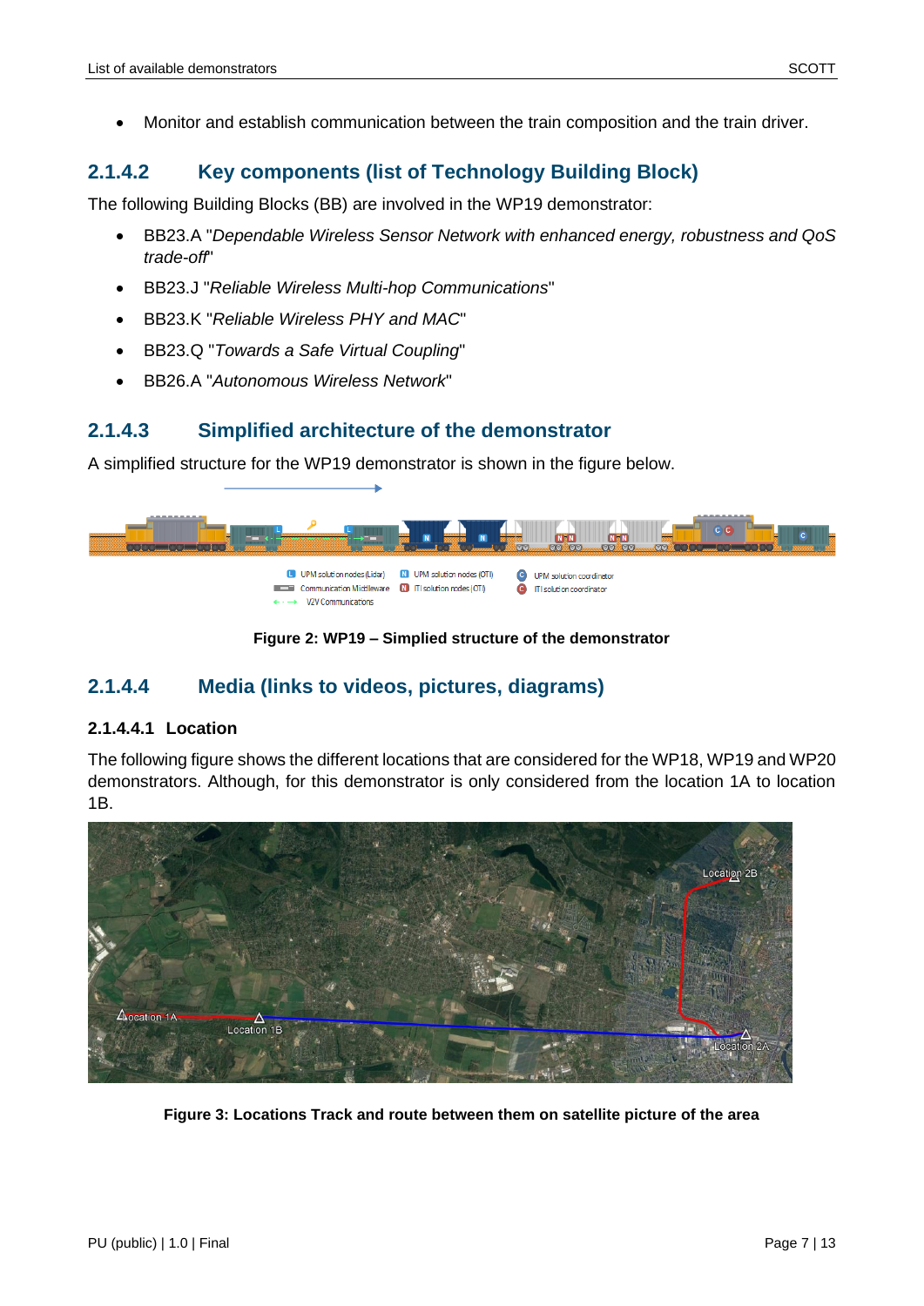- Monitor and establish communication between the train composition and the train driver.

### 2.1.4.2 Key components (list of Technology Building Block)

The following Building Blocks (BB) are involved in the WP19 demonstrator:

- BB23.A "*Dependable Wireless Sensor Network with enhanced energy, robustness and QoS trade-off*"
- BB23.J "*Reliable Wireless Multi-hop Communications*"
- BB23.K "*Reliable Wireless PHY and MAC*"
- BB23.Q "*Towards a Safe Virtual Coupling*"
- BB26.A "*Autonomous Wireless Network*"

### 2.1.4.3 Simplified architecture of the demonstrator

A simplified structure for the WP19 demonstrator is shown in the figure below.

**Figure 2: WP19 – Simplied structure of the demonstrator**

### 2.1.4.4 Media (links to videos, pictures, diagrams)

#### 2.1.4.4.1 Location

The following figure shows the different locations that are considered for the WP18, WP19 and WP20 demonstrators. Although, for this demonstrator is only considered from the location 1A to location 1B.

**Figure 3: Locations Track and route between them on satellite picture of the area**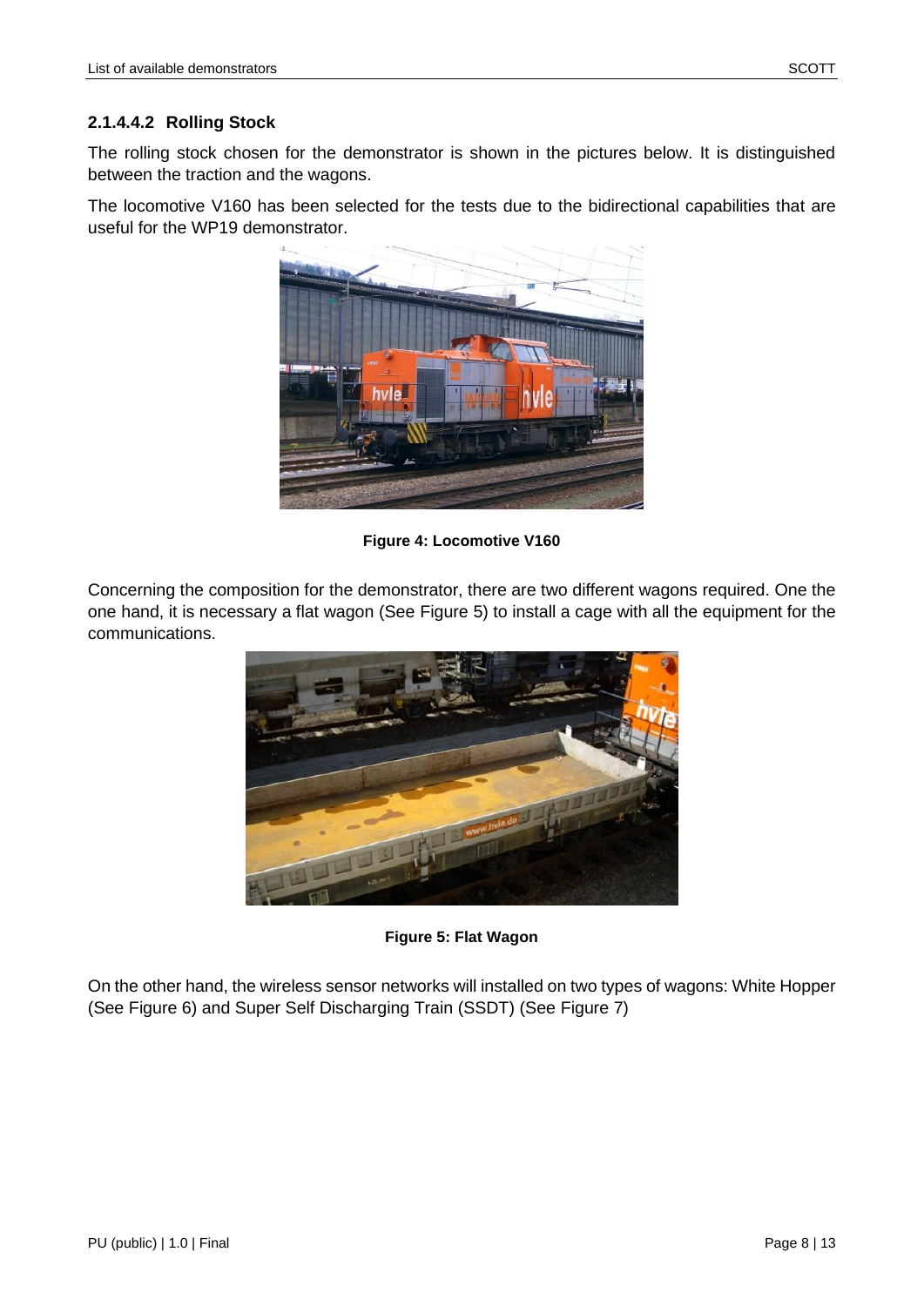#### 2.1.4.4.2 Rolling Stock

The rolling stock chosen for the demonstrator is shown in the pictures below. It is distinguished between the traction and the wagons.

The locomotive V160 has been selected for the tests due to the bidirectional capabilities that are useful for the WP19 demonstrator.

**Figure 4: Locomotive V160**

Concerning the composition for the demonstrator, there are two different wagons required. One the one hand, it is necessary a flat wagon (See Figure 5) to install a cage with all the equipment for the communications.

**Figure 5: Flat Wagon**

On the other hand, the wireless sensor networks will installed on two types of wagons: White Hopper (See Figure 6) and Super Self Discharging Train (SSDT) (See Figure 7)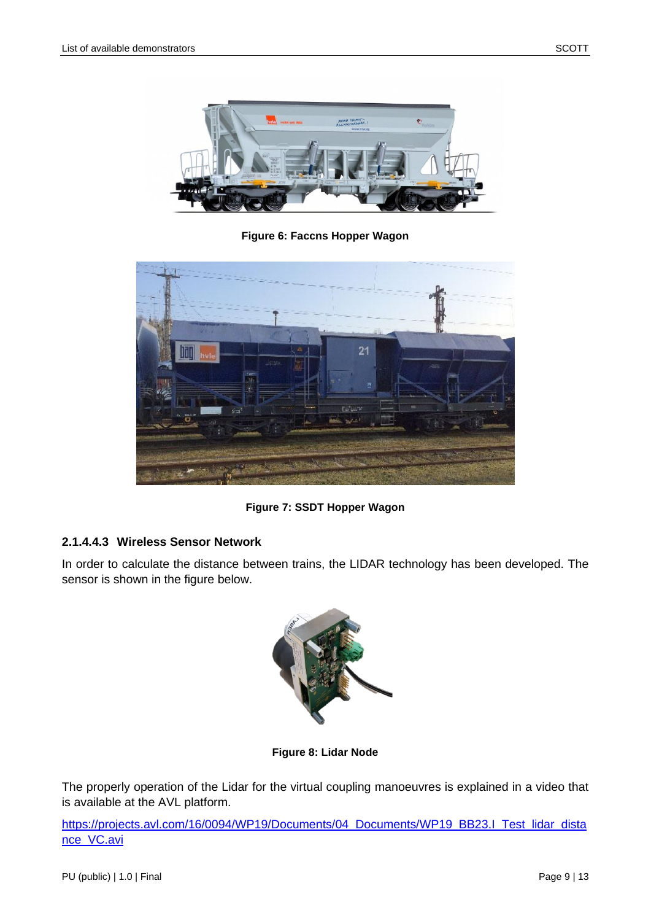Figure 6: Faccns Hopper Wagon

Figure 7: SSDT Hopper Wagon

#### 2.1.4.4.3 Wireless Sensor Network

In order to calculate the distance between trains, the LIDAR technology has been developed. The sensor is shown in the figure below.

Figure 8: Lidar Node

The properly operation of the Lidar for the virtual coupling manoeuvres is explained in a video that is available at the AVL platform.

https://projects.avl.com/16/0094/WP19/Documents/04_Documents/WP19_BB23.I_Test_lidar_distance_VC.avi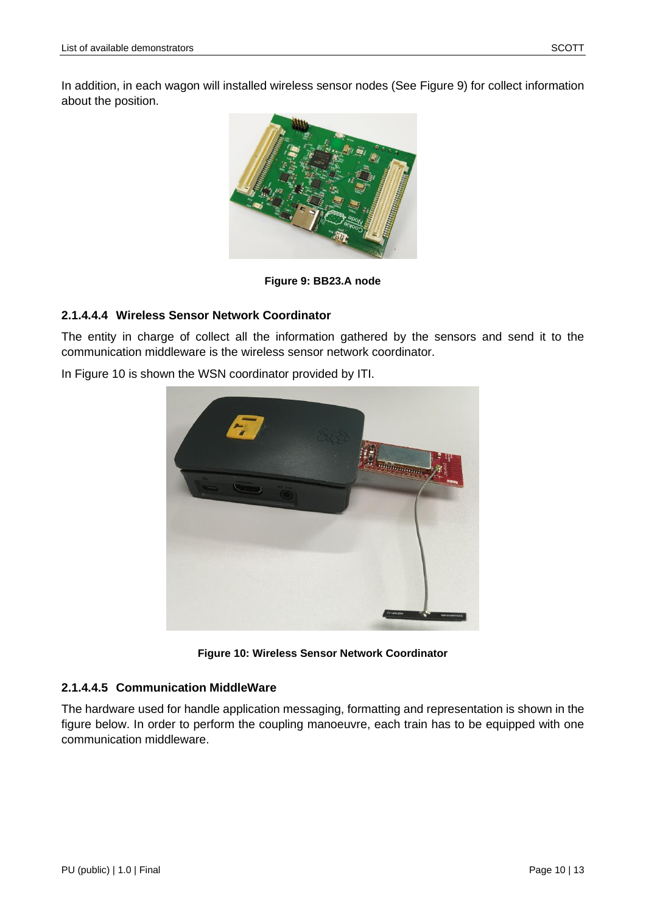In addition, in each wagon will installed wireless sensor nodes (See Figure 9) for collect information about the position.

**Figure 9: BB23.A node**

#### 2.1.4.4.4 Wireless Sensor Network Coordinator

The entity in charge of collect all the information gathered by the sensors and send it to the communication middleware is the wireless sensor network coordinator.

In Figure 10 is shown the WSN coordinator provided by ITI.

**Figure 10: Wireless Sensor Network Coordinator**

#### 2.1.4.4.5 Communication MiddleWare

The hardware used for handle application messaging, formatting and representation is shown in the figure below. In order to perform the coupling manoeuvre, each train has to be equipped with one communication middleware.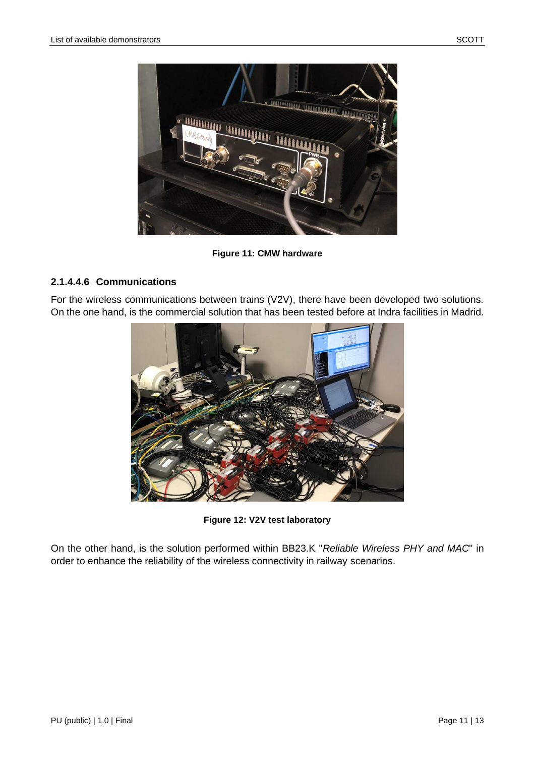Figure 11: CMW hardware

#### 2.1.4.4.6 Communications

For the wireless communications between trains (V2V), there have been developed two solutions. On the one hand, is the commercial solution that has been tested before at Indra facilities in Madrid.

Figure 12: V2V test laboratory

On the other hand, is the solution performed within BB23.K "*Reliable Wireless PHY and MAC*" in order to enhance the reliability of the wireless connectivity in railway scenarios.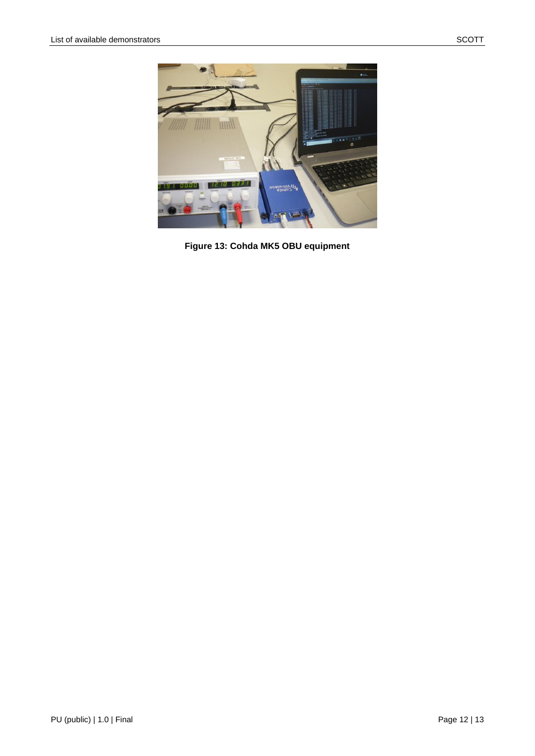**Figure 13: Cohda MK5 OBU equipment**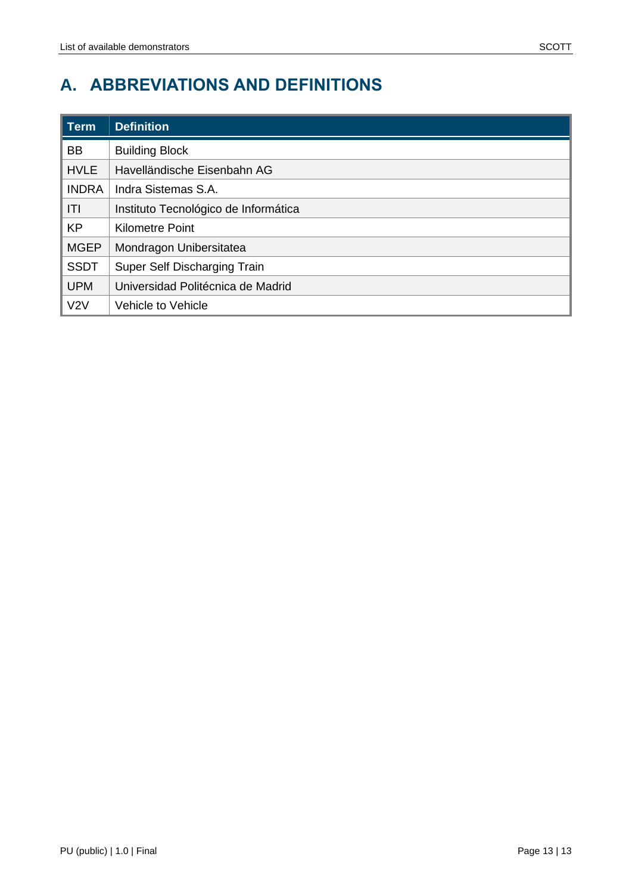# A. ABBREVIATIONS AND DEFINITIONS

| Term | Definition |
|---|---|
| BB | Building Block |
| HVLE | Havelländische Eisenbahn AG |
| INDRA | Indra Sistemas S.A. |
| ITI | Instituto Tecnológico de Informática |
| KP | Kilometre Point |
| MGEP | Mondragon Unibersitatea |
| SSDT | Super Self Discharging Train |
| UPM | Universidad Politécnica de Madrid |
| V2V | Vehicle to Vehicle |